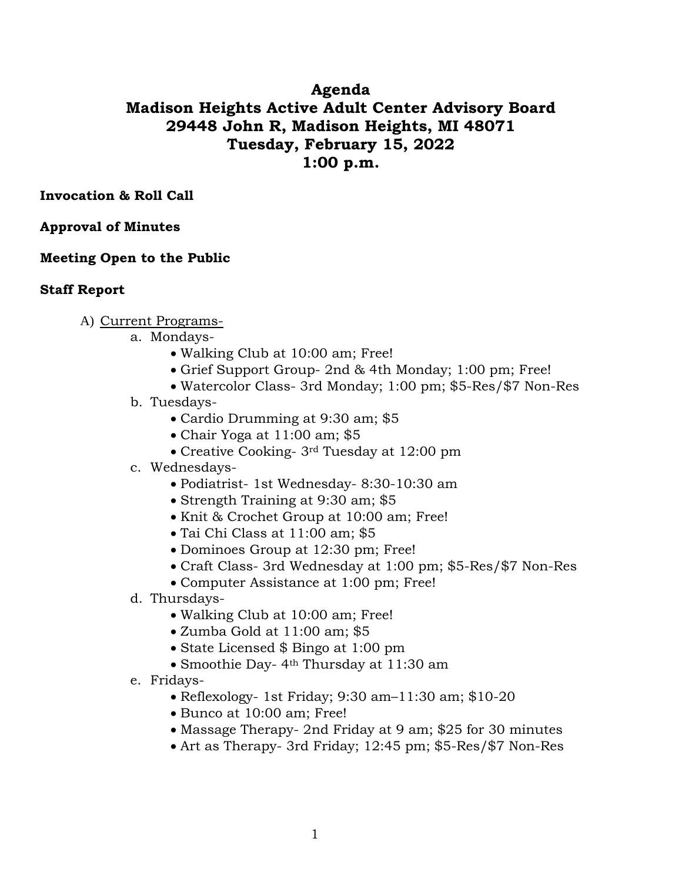# Agenda
# Madison Heights Active Adult Center Advisory Board
# 29448 John R, Madison Heights, MI 48071
# Tuesday, February 15, 2022
# 1:00 p.m.

**Invocation & Roll Call**

**Approval of Minutes**

**Meeting Open to the Public**

**Staff Report**

A) Current Programs-

a. Mondays-
- Walking Club at 10:00 am; Free!
- Grief Support Group- 2nd & 4th Monday; 1:00 pm; Free!
- Watercolor Class- 3rd Monday; 1:00 pm; $5-Res/$7 Non-Res

b. Tuesdays-
- Cardio Drumming at 9:30 am; $5
- Chair Yoga at 11:00 am; $5
- Creative Cooking- 3rd Tuesday at 12:00 pm

c. Wednesdays-
- Podiatrist- 1st Wednesday- 8:30-10:30 am
- Strength Training at 9:30 am; $5
- Knit & Crochet Group at 10:00 am; Free!
- Tai Chi Class at 11:00 am; $5
- Dominoes Group at 12:30 pm; Free!
- Craft Class- 3rd Wednesday at 1:00 pm; $5-Res/$7 Non-Res
- Computer Assistance at 1:00 pm; Free!

d. Thursdays-
- Walking Club at 10:00 am; Free!
- Zumba Gold at 11:00 am; $5
- State Licensed $ Bingo at 1:00 pm
- Smoothie Day- 4th Thursday at 11:30 am

e. Fridays-
- Reflexology- 1st Friday; 9:30 am–11:30 am; $10-20
- Bunco at 10:00 am; Free!
- Massage Therapy- 2nd Friday at 9 am; $25 for 30 minutes
- Art as Therapy- 3rd Friday; 12:45 pm; $5-Res/$7 Non-Res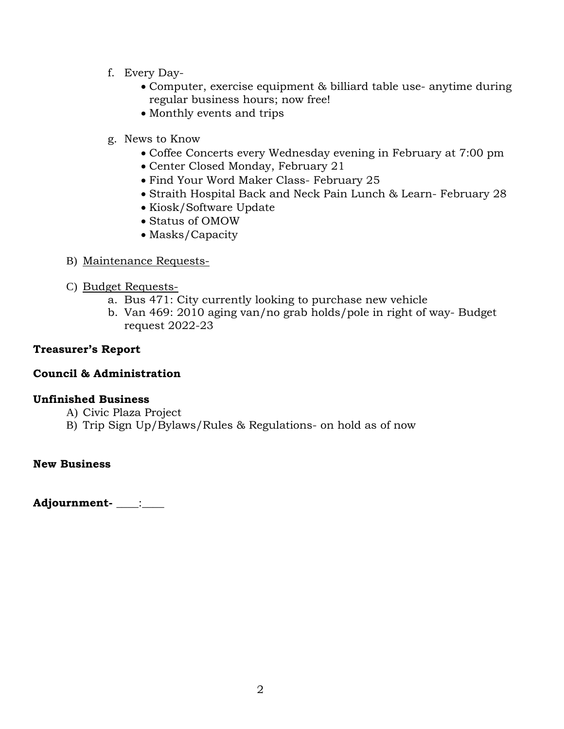f. Every Day-
   - Computer, exercise equipment & billiard table use- anytime during regular business hours; now free!
   - Monthly events and trips

g. News to Know
   - Coffee Concerts every Wednesday evening in February at 7:00 pm
   - Center Closed Monday, February 21
   - Find Your Word Maker Class- February 25
   - Straith Hospital Back and Neck Pain Lunch & Learn- February 28
   - Kiosk/Software Update
   - Status of OMOW
   - Masks/Capacity

B) <u>Maintenance Requests-</u>

C) <u>Budget Requests-</u>

   a. Bus 471: City currently looking to purchase new vehicle
   b. Van 469: 2010 aging van/no grab holds/pole in right of way- Budget request 2022-23

**Treasurer's Report**

**Council & Administration**

**Unfinished Business**

A) Civic Plaza Project
B) Trip Sign Up/Bylaws/Rules & Regulations- on hold as of now

**New Business**

**Adjournment-** ____:____